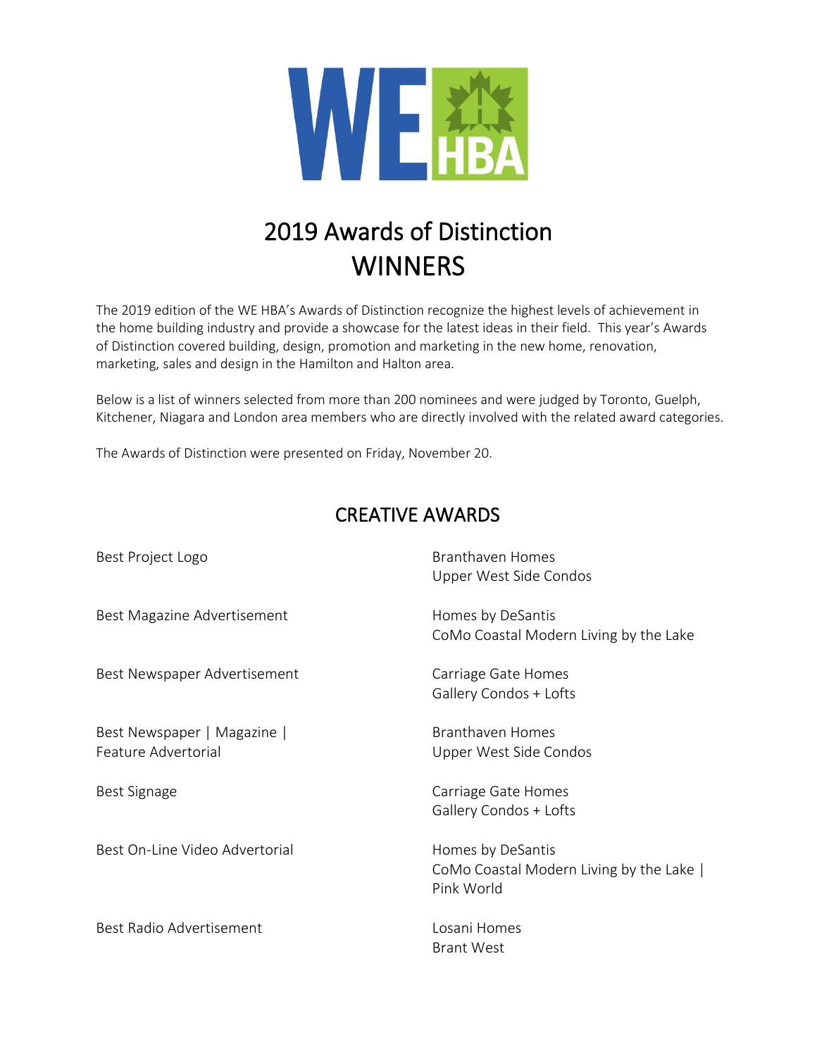# 2019 Awards of Distinction WINNERS

The 2019 edition of the WE HBA's Awards of Distinction recognize the highest levels of achievement in the home building industry and provide a showcase for the latest ideas in their field. This year's Awards of Distinction covered building, design, promotion and marketing in the new home, renovation, marketing, sales and design in the Hamilton and Halton area.

Below is a list of winners selected from more than 200 nominees and were judged by Toronto, Guelph, Kitchener, Niagara and London area members who are directly involved with the related award categories.

The Awards of Distinction were presented on Friday, November 20.

## CREATIVE AWARDS

| Award | Winner |
| --- | --- |
| Best Project Logo | Branthaven Homes<br>Upper West Side Condos |
| Best Magazine Advertisement | Homes by DeSantis<br>CoMo Coastal Modern Living by the Lake |
| Best Newspaper Advertisement | Carriage Gate Homes<br>Gallery Condos + Lofts |
| Best Newspaper \| Magazine \| Feature Advertorial | Branthaven Homes<br>Upper West Side Condos |
| Best Signage | Carriage Gate Homes<br>Gallery Condos + Lofts |
| Best On-Line Video Advertorial | Homes by DeSantis<br>CoMo Coastal Modern Living by the Lake \| Pink World |
| Best Radio Advertisement | Losani Homes<br>Brant West |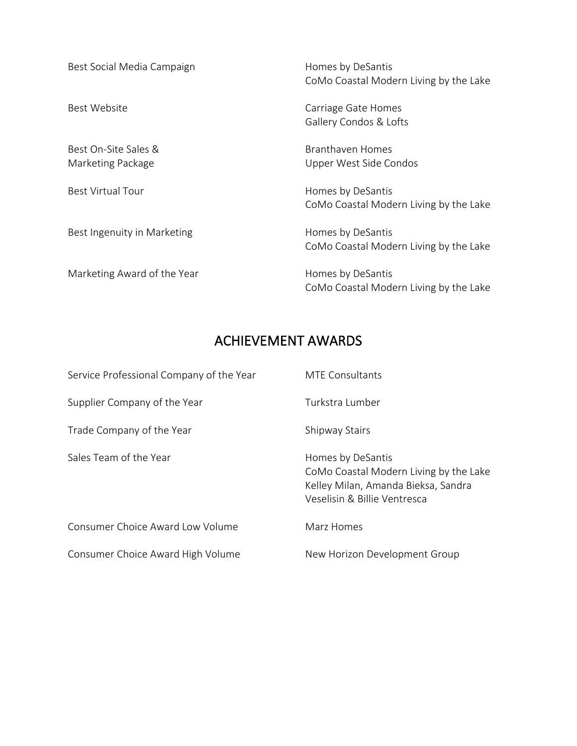| | |
|---|---|
| Best Social Media Campaign | Homes by DeSantis<br>CoMo Coastal Modern Living by the Lake |
| Best Website | Carriage Gate Homes<br>Gallery Condos & Lofts |
| Best On-Site Sales & Marketing Package | Branthaven Homes<br>Upper West Side Condos |
| Best Virtual Tour | Homes by DeSantis<br>CoMo Coastal Modern Living by the Lake |
| Best Ingenuity in Marketing | Homes by DeSantis<br>CoMo Coastal Modern Living by the Lake |
| Marketing Award of the Year | Homes by DeSantis<br>CoMo Coastal Modern Living by the Lake |

## ACHIEVEMENT AWARDS

| | |
|---|---|
| Service Professional Company of the Year | MTE Consultants |
| Supplier Company of the Year | Turkstra Lumber |
| Trade Company of the Year | Shipway Stairs |
| Sales Team of the Year | Homes by DeSantis<br>CoMo Coastal Modern Living by the Lake<br>Kelley Milan, Amanda Bieksa, Sandra Veselisin & Billie Ventresca |
| Consumer Choice Award Low Volume | Marz Homes |
| Consumer Choice Award High Volume | New Horizon Development Group |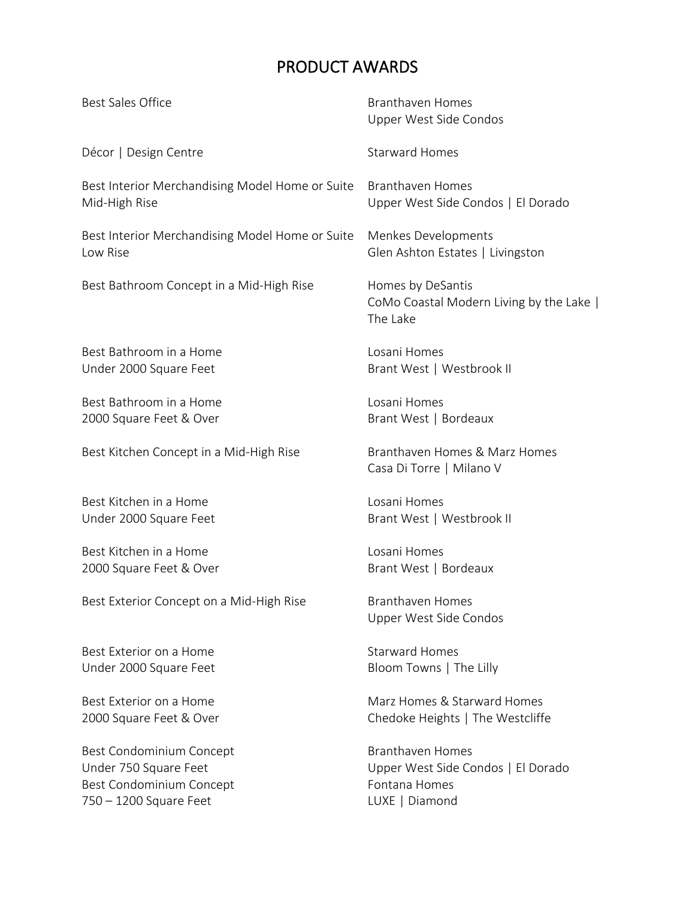# PRODUCT AWARDS

| Award | Winner |
| --- | --- |
| Best Sales Office | Branthaven Homes<br>Upper West Side Condos |
| Décor \| Design Centre | Starward Homes |
| Best Interior Merchandising Model Home or Suite<br>Mid-High Rise | Branthaven Homes<br>Upper West Side Condos \| El Dorado |
| Best Interior Merchandising Model Home or Suite<br>Low Rise | Menkes Developments<br>Glen Ashton Estates \| Livingston |
| Best Bathroom Concept in a Mid-High Rise | Homes by DeSantis<br>CoMo Coastal Modern Living by the Lake \| The Lake |
| Best Bathroom in a Home<br>Under 2000 Square Feet | Losani Homes<br>Brant West \| Westbrook II |
| Best Bathroom in a Home<br>2000 Square Feet & Over | Losani Homes<br>Brant West \| Bordeaux |
| Best Kitchen Concept in a Mid-High Rise | Branthaven Homes & Marz Homes<br>Casa Di Torre \| Milano V |
| Best Kitchen in a Home<br>Under 2000 Square Feet | Losani Homes<br>Brant West \| Westbrook II |
| Best Kitchen in a Home<br>2000 Square Feet & Over | Losani Homes<br>Brant West \| Bordeaux |
| Best Exterior Concept on a Mid-High Rise | Branthaven Homes<br>Upper West Side Condos |
| Best Exterior on a Home<br>Under 2000 Square Feet | Starward Homes<br>Bloom Towns \| The Lilly |
| Best Exterior on a Home<br>2000 Square Feet & Over | Marz Homes & Starward Homes<br>Chedoke Heights \| The Westcliffe |
| Best Condominium Concept<br>Under 750 Square Feet | Branthaven Homes<br>Upper West Side Condos \| El Dorado |
| Best Condominium Concept<br>750 – 1200 Square Feet | Fontana Homes<br>LUXE \| Diamond |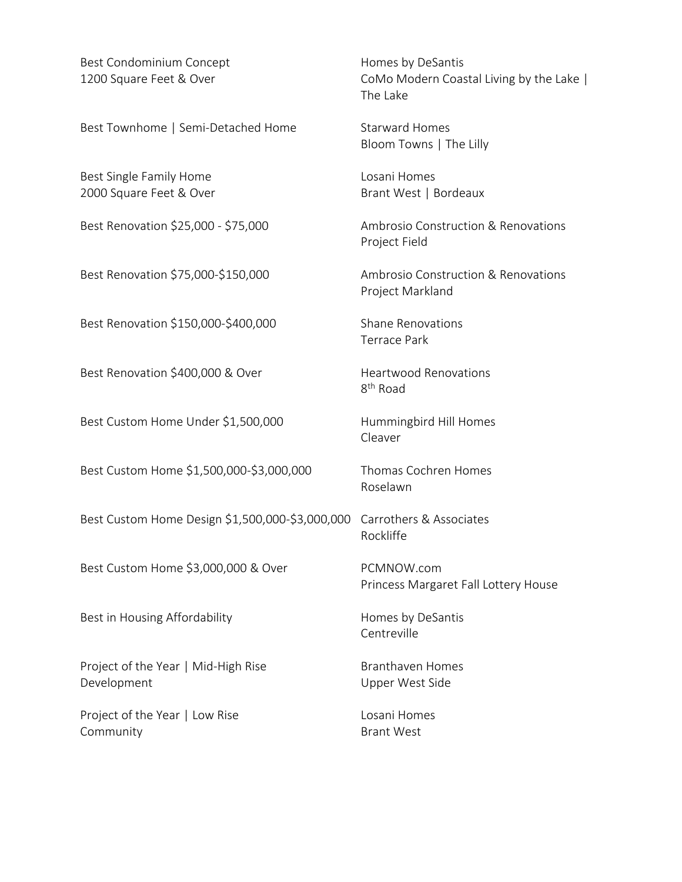| | |
|---|---|
| Best Condominium Concept<br>1200 Square Feet & Over | Homes by DeSantis<br>CoMo Modern Coastal Living by the Lake \| The Lake |
| Best Townhome \| Semi-Detached Home | Starward Homes<br>Bloom Towns \| The Lilly |
| Best Single Family Home<br>2000 Square Feet & Over | Losani Homes<br>Brant West \| Bordeaux |
| Best Renovation $25,000 - $75,000 | Ambrosio Construction & Renovations<br>Project Field |
| Best Renovation $75,000-$150,000 | Ambrosio Construction & Renovations<br>Project Markland |
| Best Renovation $150,000-$400,000 | Shane Renovations<br>Terrace Park |
| Best Renovation $400,000 & Over | Heartwood Renovations<br>8th Road |
| Best Custom Home Under $1,500,000 | Hummingbird Hill Homes<br>Cleaver |
| Best Custom Home $1,500,000-$3,000,000 | Thomas Cochren Homes<br>Roselawn |
| Best Custom Home Design $1,500,000-$3,000,000 | Carrothers & Associates<br>Rockliffe |
| Best Custom Home $3,000,000 & Over | PCMNOW.com<br>Princess Margaret Fall Lottery House |
| Best in Housing Affordability | Homes by DeSantis<br>Centreville |
| Project of the Year \| Mid-High Rise Development | Branthaven Homes<br>Upper West Side |
| Project of the Year \| Low Rise Community | Losani Homes<br>Brant West |